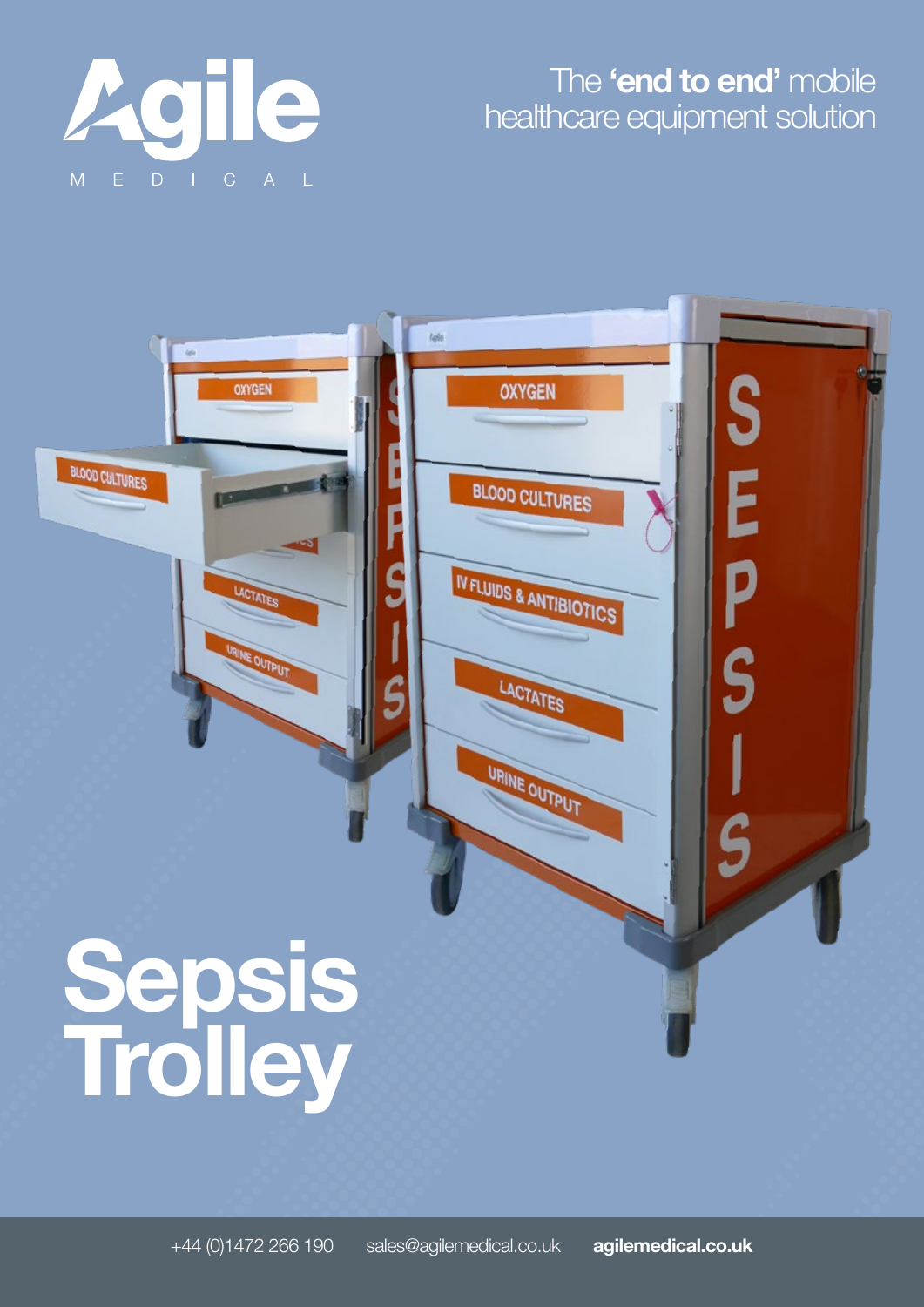Agile

MEDICAL

The **'end to end'** mobile healthcare equipment solution

# Sepsis Trolley

+44 (0)1472 266 190 sales@agilemedical.co.uk **agilemedical.co.uk**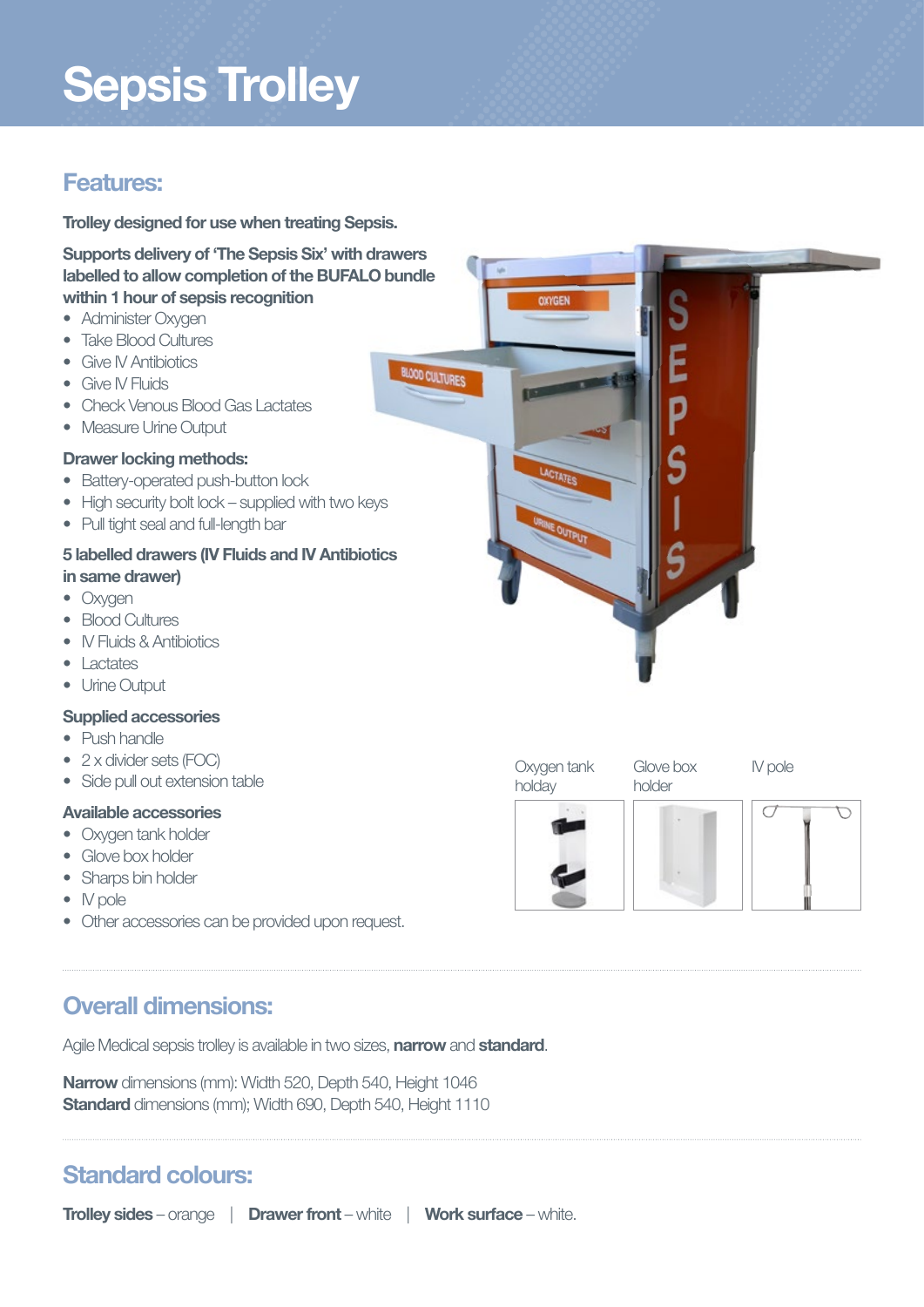# Sepsis Trolley

## Features:

**Trolley designed for use when treating Sepsis.**

**Supports delivery of 'The Sepsis Six' with drawers labelled to allow completion of the BUFALO bundle within 1 hour of sepsis recognition**

- Administer Oxygen
- Take Blood Cultures
- Give IV Antibiotics
- Give IV Fluids
- Check Venous Blood Gas Lactates
- Measure Urine Output

**Drawer locking methods:**

- Battery-operated push-button lock
- High security bolt lock – supplied with two keys
- Pull tight seal and full-length bar

**5 labelled drawers (IV Fluids and IV Antibiotics in same drawer)**

- Oxygen
- Blood Cultures
- IV Fluids & Antibiotics
- Lactates
- Urine Output

**Supplied accessories**

- Push handle
- 2 x divider sets (FOC)
- Side pull out extension table

**Available accessories**

- Oxygen tank holder
- Glove box holder
- Sharps bin holder
- IV pole
- Other accessories can be provided upon request.

Oxygen tank holday

Glove box holder

IV pole

## Overall dimensions:

Agile Medical sepsis trolley is available in two sizes, **narrow** and **standard**.

**Narrow** dimensions (mm): Width 520, Depth 540, Height 1046
**Standard** dimensions (mm); Width 690, Depth 540, Height 1110

## Standard colours:

**Trolley sides** – orange | **Drawer front** – white | **Work surface** – white.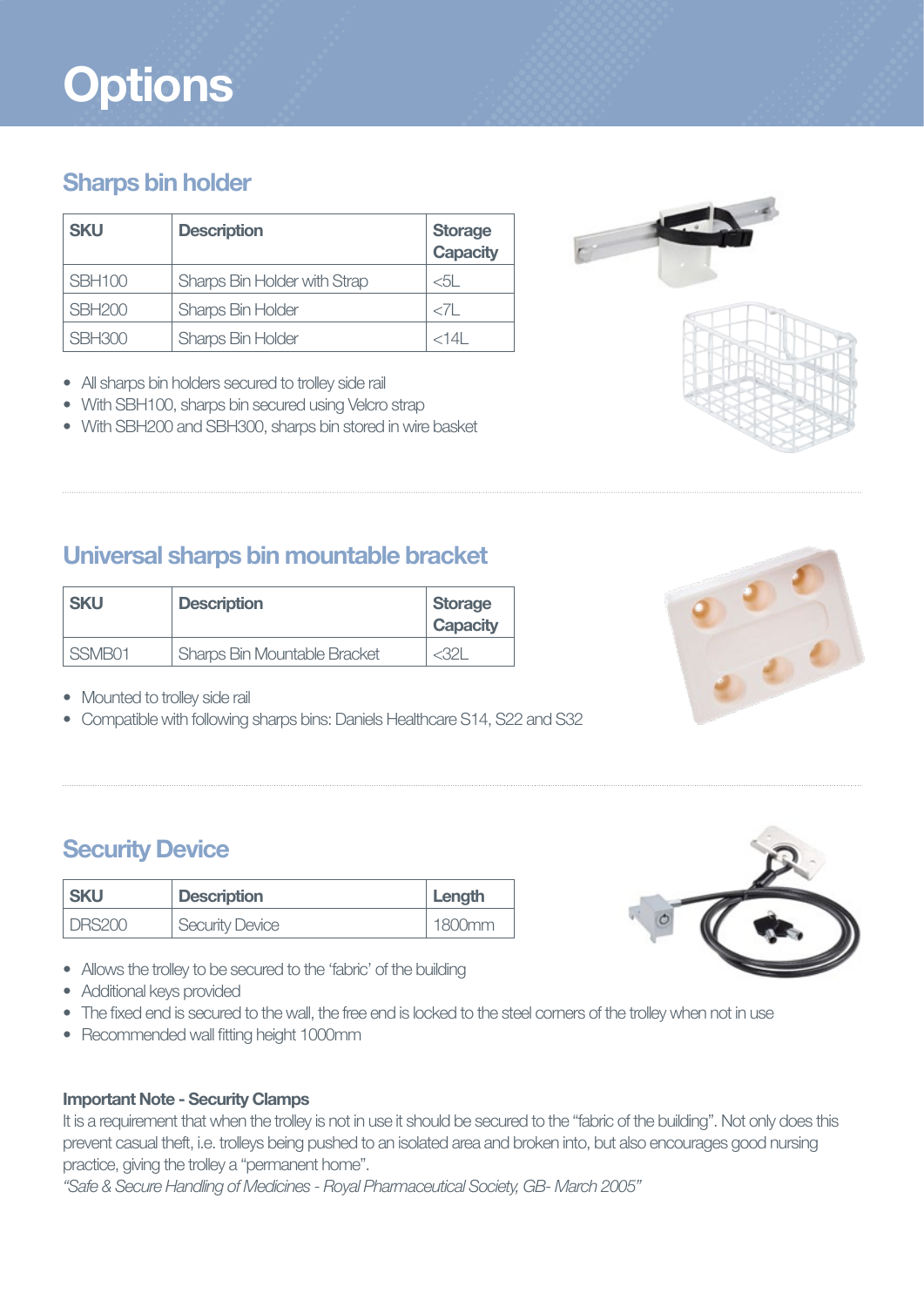# Options

## Sharps bin holder

| SKU | Description | Storage Capacity |
|---|---|---|
| SBH100 | Sharps Bin Holder with Strap | <5L |
| SBH200 | Sharps Bin Holder | <7L |
| SBH300 | Sharps Bin Holder | <14L |

- All sharps bin holders secured to trolley side rail
- With SBH100, sharps bin secured using Velcro strap
- With SBH200 and SBH300, sharps bin stored in wire basket

## Universal sharps bin mountable bracket

| SKU | Description | Storage Capacity |
|---|---|---|
| SSMB01 | Sharps Bin Mountable Bracket | <32L |

- Mounted to trolley side rail
- Compatible with following sharps bins: Daniels Healthcare S14, S22 and S32

## Security Device

| SKU | Description | Length |
|---|---|---|
| DRS200 | Security Device | 1800mm |

- Allows the trolley to be secured to the 'fabric' of the building
- Additional keys provided
- The fixed end is secured to the wall, the free end is locked to the steel corners of the trolley when not in use
- Recommended wall fitting height 1000mm

**Important Note - Security Clamps**

It is a requirement that when the trolley is not in use it should be secured to the "fabric of the building". Not only does this prevent casual theft, i.e. trolleys being pushed to an isolated area and broken into, but also encourages good nursing practice, giving the trolley a "permanent home".

*"Safe & Secure Handling of Medicines - Royal Pharmaceutical Society, GB- March 2005"*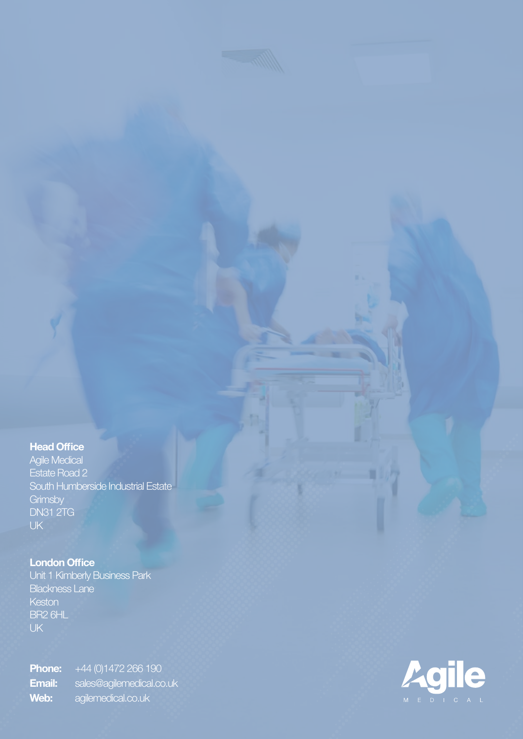**Head Office**
Agile Medical
Estate Road 2
South Humberside Industrial Estate
Grimsby
DN31 2TG
UK

**London Office**
Unit 1 Kimberly Business Park
Blackness Lane
Keston
BR2 6HL
UK

**Phone:** +44 (0)1472 266 190
**Email:** sales@agilemedical.co.uk
**Web:** agilemedical.co.uk

Agile
MEDICAL